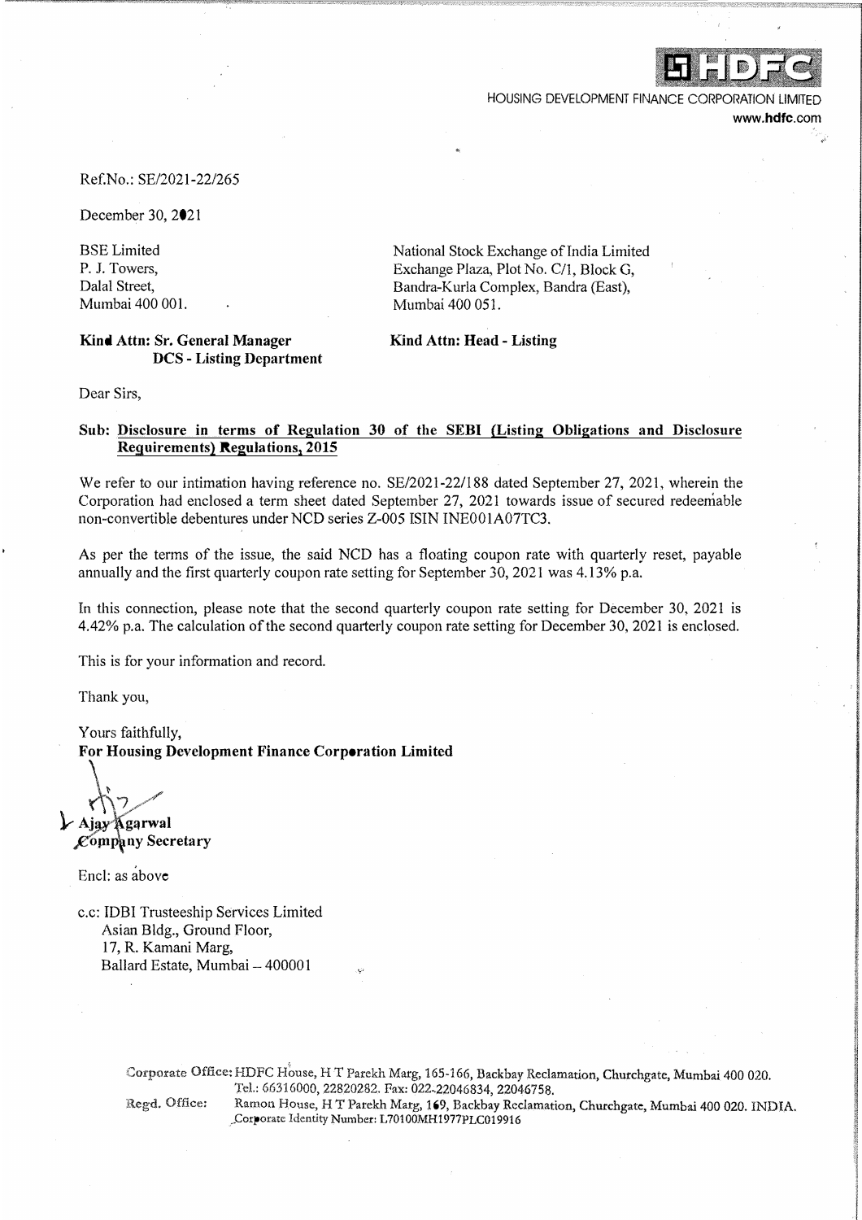HOUSING DEVELOPMENT FINANCE CORPORATION LIMITED
www.hdfc.com

Ref.No.: SE/2021-22/265

December 30, 2021

BSE Limited
P. J. Towers,
Dalal Street,
Mumbai 400 001.

**Kind Attn: Sr. General Manager**
**DCS - Listing Department**

National Stock Exchange of India Limited
Exchange Plaza, Plot No. C/1, Block G,
Bandra-Kurla Complex, Bandra (East),
Mumbai 400 051.

**Kind Attn: Head - Listing**

Dear Sirs,

**Sub: Disclosure in terms of Regulation 30 of the SEBI (Listing Obligations and Disclosure Requirements) Regulations, 2015**

We refer to our intimation having reference no. SE/2021-22/188 dated September 27, 2021, wherein the Corporation had enclosed a term sheet dated September 27, 2021 towards issue of secured redeemable non-convertible debentures under NCD series Z-005 ISIN INE001A07TC3.

As per the terms of the issue, the said NCD has a floating coupon rate with quarterly reset, payable annually and the first quarterly coupon rate setting for September 30, 2021 was 4.13% p.a.

In this connection, please note that the second quarterly coupon rate setting for December 30, 2021 is 4.42% p.a. The calculation of the second quarterly coupon rate setting for December 30, 2021 is enclosed.

This is for your information and record.

Thank you,

Yours faithfully,
**For Housing Development Finance Corporation Limited**

**Ajay Agarwal**
**Company Secretary**

Encl: as above

c.c: IDBI Trusteeship Services Limited
Asian Bldg., Ground Floor,
17, R. Kamani Marg,
Ballard Estate, Mumbai – 400001

Corporate Office: HDFC House, H T Parekh Marg, 165-166, Backbay Reclamation, Churchgate, Mumbai 400 020.
Tel.: 66316000, 22820282. Fax: 022-22046834, 22046758.
Regd. Office: Ramon House, H T Parekh Marg, 169, Backbay Reclamation, Churchgate, Mumbai 400 020. INDIA.
Corporate Identity Number: L70100MH1977PLC019916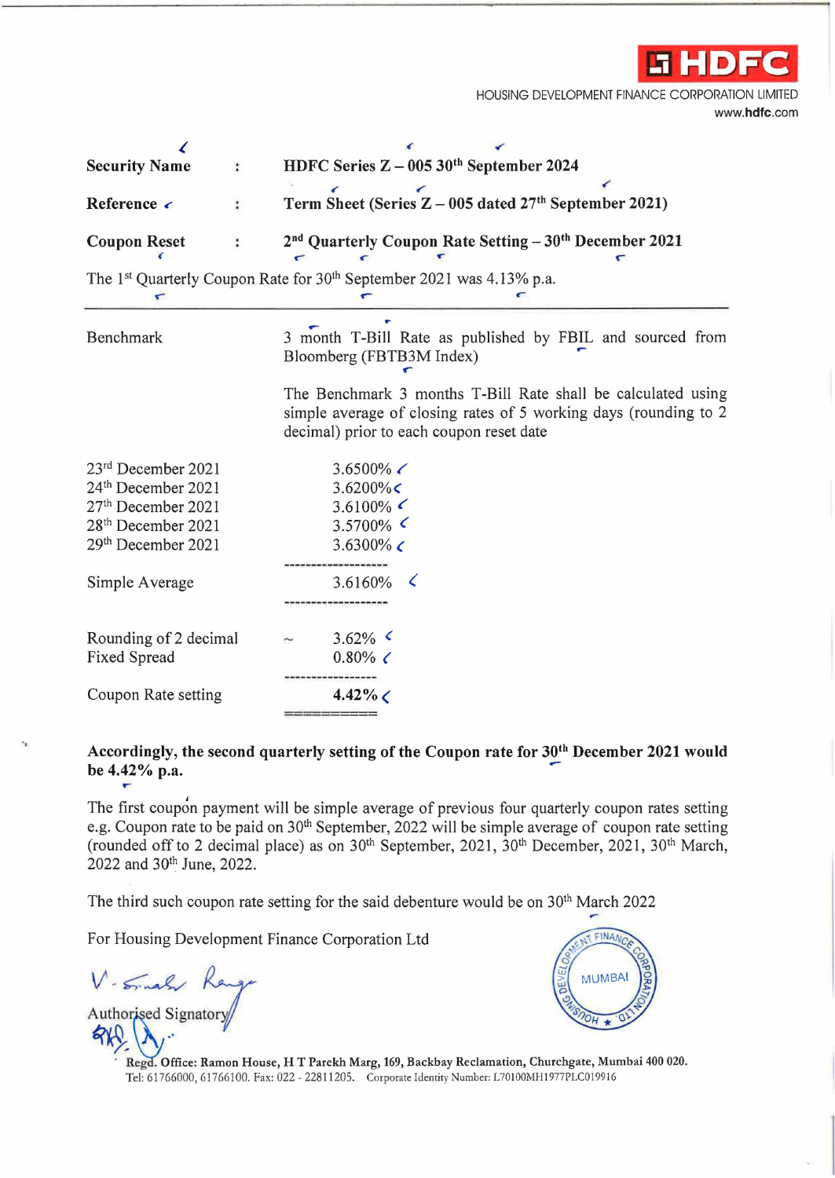HOUSING DEVELOPMENT FINANCE CORPORATION LIMITED
www.hdfc.com

| | | |
|---|---|---|
| **Security Name** | : | **HDFC Series Z – 005 30th September 2024** |
| **Reference** | : | **Term Sheet (Series Z – 005 dated 27th September 2021)** |
| **Coupon Reset** | : | **2nd Quarterly Coupon Rate Setting – 30th December 2021** |

The 1st Quarterly Coupon Rate for 30th September 2021 was 4.13% p.a.

---

| | |
|---|---|
| Benchmark | 3 month T-Bill Rate as published by FBIL and sourced from Bloomberg (FBTB3M Index)<br><br>The Benchmark 3 months T-Bill Rate shall be calculated using simple average of closing rates of 5 working days (rounding to 2 decimal) prior to each coupon reset date |
| 23rd December 2021 | 3.6500% |
| 24th December 2021 | 3.6200% |
| 27th December 2021 | 3.6100% |
| 28th December 2021 | 3.5700% |
| 29th December 2021 | 3.6300% |
| Simple Average | 3.6160% |
| Rounding of 2 decimal | ~ 3.62% |
| Fixed Spread | 0.80% |
| Coupon Rate setting | **4.42%** |

**Accordingly, the second quarterly setting of the Coupon rate for 30th December 2021 would be 4.42% p.a.**

The first coupon payment will be simple average of previous four quarterly coupon rates setting e.g. Coupon rate to be paid on 30th September, 2022 will be simple average of coupon rate setting (rounded off to 2 decimal place) as on 30th September, 2021, 30th December, 2021, 30th March, 2022 and 30th June, 2022.

The third such coupon rate setting for the said debenture would be on 30th March 2022

For Housing Development Finance Corporation Ltd

Authorised Signatory

Regd. Office: Ramon House, H T Parekh Marg, 169, Backbay Reclamation, Churchgate, Mumbai 400 020.
Tel: 61766000, 61766100. Fax: 022 - 22811205. Corporate Identity Number: L70100MH1977PLC019916